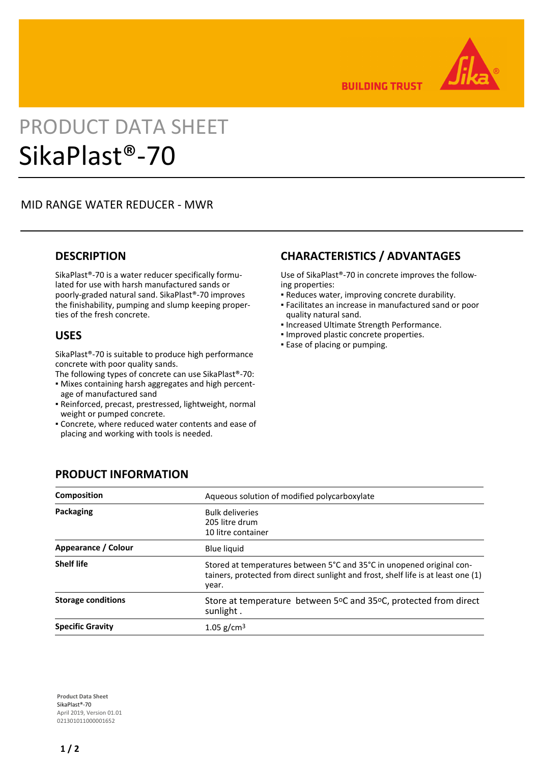BUILDING TRUST

PRODUCT DATA SHEET

# SikaPlast®-70

MID RANGE WATER REDUCER - MWR

## DESCRIPTION

SikaPlast®-70 is a water reducer specifically formulated for use with harsh manufactured sands or poorly-graded natural sand. SikaPlast®-70 improves the finishability, pumping and slump keeping properties of the fresh concrete.

## USES

SikaPlast®-70 is suitable to produce high performance concrete with poor quality sands.
The following types of concrete can use SikaPlast®-70:

- Mixes containing harsh aggregates and high percentage of manufactured sand
- Reinforced, precast, prestressed, lightweight, normal weight or pumped concrete.
- Concrete, where reduced water contents and ease of placing and working with tools is needed.

## CHARACTERISTICS / ADVANTAGES

Use of SikaPlast®-70 in concrete improves the following properties:

- Reduces water, improving concrete durability.
- Facilitates an increase in manufactured sand or poor quality natural sand.
- Increased Ultimate Strength Performance.
- Improved plastic concrete properties.
- Ease of placing or pumping.

## PRODUCT INFORMATION

| | |
|---|---|
| **Composition** | Aqueous solution of modified polycarboxylate |
| **Packaging** | Bulk deliveries<br>205 litre drum<br>10 litre container |
| **Appearance / Colour** | Blue liquid |
| **Shelf life** | Stored at temperatures between 5°C and 35°C in unopened original containers, protected from direct sunlight and frost, shelf life is at least one (1) year. |
| **Storage conditions** | Store at temperature between 5°C and 35°C, protected from direct sunlight . |
| **Specific Gravity** | 1.05 g/cm$^3$ |

**Product Data Sheet**
SikaPlast®-70
April 2019, Version 01.01
021301011000001652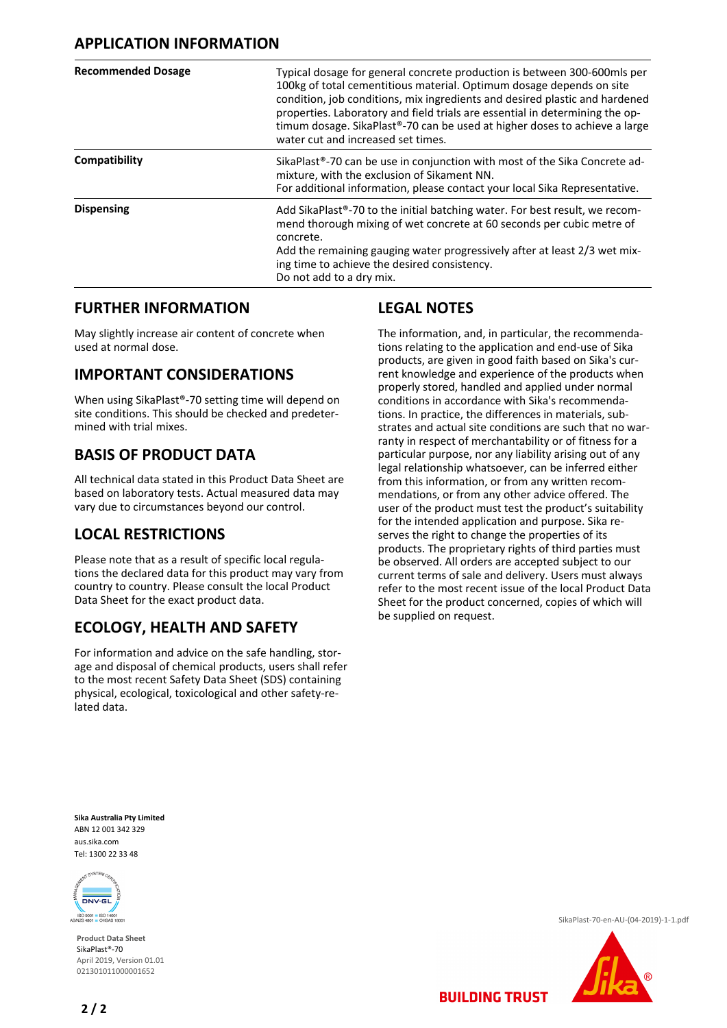## APPLICATION INFORMATION

| | |
|---|---|
| **Recommended Dosage** | Typical dosage for general concrete production is between 300-600mls per 100kg of total cementitious material. Optimum dosage depends on site condition, job conditions, mix ingredients and desired plastic and hardened properties. Laboratory and field trials are essential in determining the optimum dosage. SikaPlast®-70 can be used at higher doses to achieve a large water cut and increased set times. |
| **Compatibility** | SikaPlast®-70 can be use in conjunction with most of the Sika Concrete admixture, with the exclusion of Sikament NN. For additional information, please contact your local Sika Representative. |
| **Dispensing** | Add SikaPlast®-70 to the initial batching water. For best result, we recommend thorough mixing of wet concrete at 60 seconds per cubic metre of concrete. Add the remaining gauging water progressively after at least 2/3 wet mixing time to achieve the desired consistency. Do not add to a dry mix. |

## FURTHER INFORMATION

May slightly increase air content of concrete when used at normal dose.

## IMPORTANT CONSIDERATIONS

When using SikaPlast®-70 setting time will depend on site conditions. This should be checked and predetermined with trial mixes.

## BASIS OF PRODUCT DATA

All technical data stated in this Product Data Sheet are based on laboratory tests. Actual measured data may vary due to circumstances beyond our control.

## LOCAL RESTRICTIONS

Please note that as a result of specific local regulations the declared data for this product may vary from country to country. Please consult the local Product Data Sheet for the exact product data.

## ECOLOGY, HEALTH AND SAFETY

For information and advice on the safe handling, storage and disposal of chemical products, users shall refer to the most recent Safety Data Sheet (SDS) containing physical, ecological, toxicological and other safety-related data.

## LEGAL NOTES

The information, and, in particular, the recommendations relating to the application and end-use of Sika products, are given in good faith based on Sika's current knowledge and experience of the products when properly stored, handled and applied under normal conditions in accordance with Sika's recommendations. In practice, the differences in materials, substrates and actual site conditions are such that no warranty in respect of merchantability or of fitness for a particular purpose, nor any liability arising out of any legal relationship whatsoever, can be inferred either from this information, or from any written recommendations, or from any other advice offered. The user of the product must test the product's suitability for the intended application and purpose. Sika reserves the right to change the properties of its products. The proprietary rights of third parties must be observed. All orders are accepted subject to our current terms of sale and delivery. Users must always refer to the most recent issue of the local Product Data Sheet for the product concerned, copies of which will be supplied on request.

**Sika Australia Pty Limited**
ABN 12 001 342 329
aus.sika.com
Tel: 1300 22 33 48

**Product Data Sheet**
SikaPlast®-70
April 2019, Version 01.01
021301011000001652

SikaPlast-70-en-AU-(04-2019)-1-1.pdf

**BUILDING TRUST**